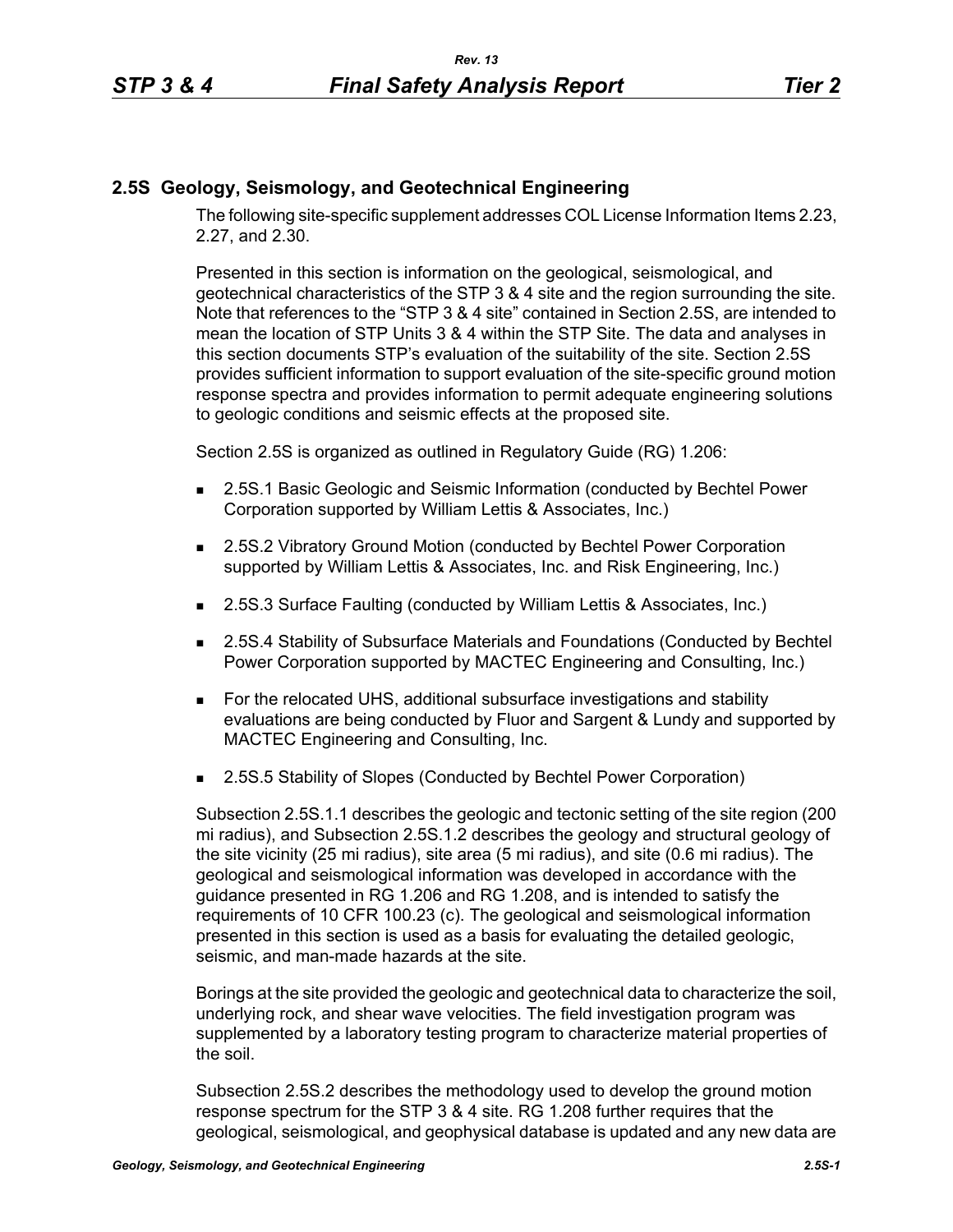## 2.5S Geology, Seismology, and Geotechnical Engineering

The following site-specific supplement addresses COL License Information Items 2.23, 2.27, and 2.30.

Presented in this section is information on the geological, seismological, and geotechnical characteristics of the STP 3 & 4 site and the region surrounding the site. Note that references to the "STP 3 & 4 site" contained in Section 2.5S, are intended to mean the location of STP Units 3 & 4 within the STP Site. The data and analyses in this section documents STP's evaluation of the suitability of the site. Section 2.5S provides sufficient information to support evaluation of the site-specific ground motion response spectra and provides information to permit adequate engineering solutions to geologic conditions and seismic effects at the proposed site.

Section 2.5S is organized as outlined in Regulatory Guide (RG) 1.206:

- 2.5S.1 Basic Geologic and Seismic Information (conducted by Bechtel Power Corporation supported by William Lettis & Associates, Inc.)
- 2.5S.2 Vibratory Ground Motion (conducted by Bechtel Power Corporation supported by William Lettis & Associates, Inc. and Risk Engineering, Inc.)
- 2.5S.3 Surface Faulting (conducted by William Lettis & Associates, Inc.)
- 2.5S.4 Stability of Subsurface Materials and Foundations (Conducted by Bechtel Power Corporation supported by MACTEC Engineering and Consulting, Inc.)
- For the relocated UHS, additional subsurface investigations and stability evaluations are being conducted by Fluor and Sargent & Lundy and supported by MACTEC Engineering and Consulting, Inc.
- 2.5S.5 Stability of Slopes (Conducted by Bechtel Power Corporation)

Subsection 2.5S.1.1 describes the geologic and tectonic setting of the site region (200 mi radius), and Subsection 2.5S.1.2 describes the geology and structural geology of the site vicinity (25 mi radius), site area (5 mi radius), and site (0.6 mi radius). The geological and seismological information was developed in accordance with the guidance presented in RG 1.206 and RG 1.208, and is intended to satisfy the requirements of 10 CFR 100.23 (c). The geological and seismological information presented in this section is used as a basis for evaluating the detailed geologic, seismic, and man-made hazards at the site.

Borings at the site provided the geologic and geotechnical data to characterize the soil, underlying rock, and shear wave velocities. The field investigation program was supplemented by a laboratory testing program to characterize material properties of the soil.

Subsection 2.5S.2 describes the methodology used to develop the ground motion response spectrum for the STP 3 & 4 site. RG 1.208 further requires that the geological, seismological, and geophysical database is updated and any new data are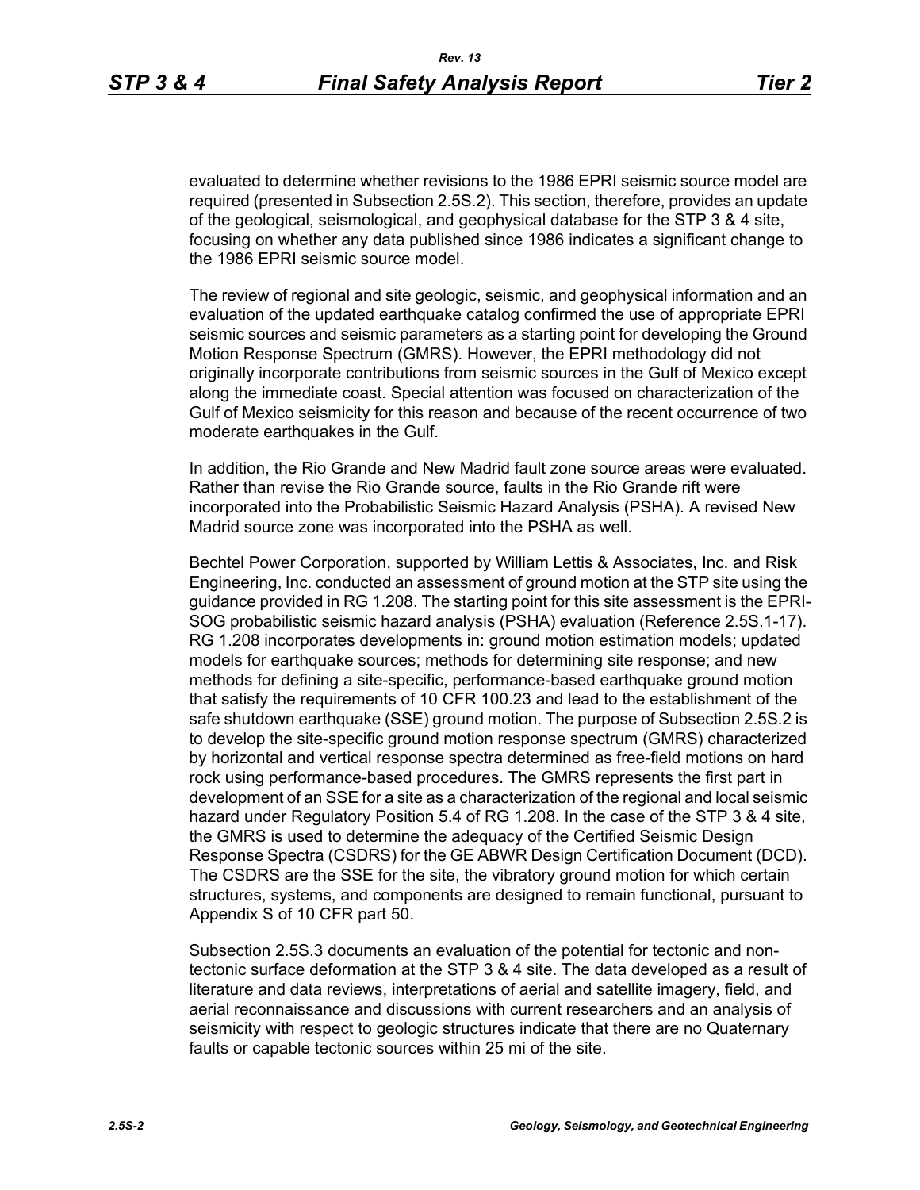evaluated to determine whether revisions to the 1986 EPRI seismic source model are required (presented in Subsection 2.5S.2). This section, therefore, provides an update of the geological, seismological, and geophysical database for the STP 3 & 4 site, focusing on whether any data published since 1986 indicates a significant change to the 1986 EPRI seismic source model.

The review of regional and site geologic, seismic, and geophysical information and an evaluation of the updated earthquake catalog confirmed the use of appropriate EPRI seismic sources and seismic parameters as a starting point for developing the Ground Motion Response Spectrum (GMRS). However, the EPRI methodology did not originally incorporate contributions from seismic sources in the Gulf of Mexico except along the immediate coast. Special attention was focused on characterization of the Gulf of Mexico seismicity for this reason and because of the recent occurrence of two moderate earthquakes in the Gulf.

In addition, the Rio Grande and New Madrid fault zone source areas were evaluated. Rather than revise the Rio Grande source, faults in the Rio Grande rift were incorporated into the Probabilistic Seismic Hazard Analysis (PSHA). A revised New Madrid source zone was incorporated into the PSHA as well.

Bechtel Power Corporation, supported by William Lettis & Associates, Inc. and Risk Engineering, Inc. conducted an assessment of ground motion at the STP site using the guidance provided in RG 1.208. The starting point for this site assessment is the EPRI-SOG probabilistic seismic hazard analysis (PSHA) evaluation (Reference 2.5S.1-17). RG 1.208 incorporates developments in: ground motion estimation models; updated models for earthquake sources; methods for determining site response; and new methods for defining a site-specific, performance-based earthquake ground motion that satisfy the requirements of 10 CFR 100.23 and lead to the establishment of the safe shutdown earthquake (SSE) ground motion. The purpose of Subsection 2.5S.2 is to develop the site-specific ground motion response spectrum (GMRS) characterized by horizontal and vertical response spectra determined as free-field motions on hard rock using performance-based procedures. The GMRS represents the first part in development of an SSE for a site as a characterization of the regional and local seismic hazard under Regulatory Position 5.4 of RG 1.208. In the case of the STP 3 & 4 site, the GMRS is used to determine the adequacy of the Certified Seismic Design Response Spectra (CSDRS) for the GE ABWR Design Certification Document (DCD). The CSDRS are the SSE for the site, the vibratory ground motion for which certain structures, systems, and components are designed to remain functional, pursuant to Appendix S of 10 CFR part 50.

Subsection 2.5S.3 documents an evaluation of the potential for tectonic and non-tectonic surface deformation at the STP 3 & 4 site. The data developed as a result of literature and data reviews, interpretations of aerial and satellite imagery, field, and aerial reconnaissance and discussions with current researchers and an analysis of seismicity with respect to geologic structures indicate that there are no Quaternary faults or capable tectonic sources within 25 mi of the site.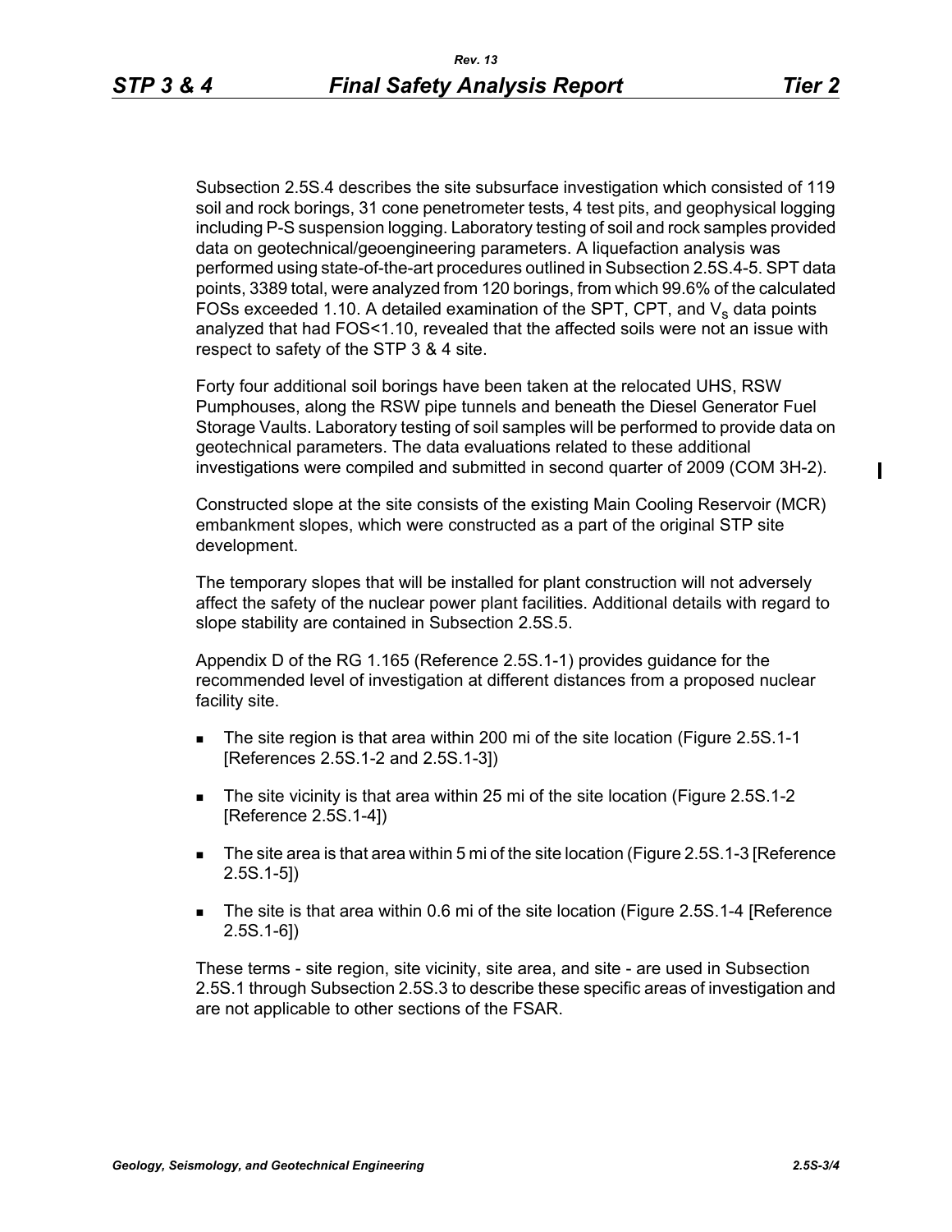Subsection 2.5S.4 describes the site subsurface investigation which consisted of 119 soil and rock borings, 31 cone penetrometer tests, 4 test pits, and geophysical logging including P-S suspension logging. Laboratory testing of soil and rock samples provided data on geotechnical/geoengineering parameters. A liquefaction analysis was performed using state-of-the-art procedures outlined in Subsection 2.5S.4-5. SPT data points, 3389 total, were analyzed from 120 borings, from which 99.6% of the calculated FOSs exceeded 1.10. A detailed examination of the SPT, CPT, and $V_s$ data points analyzed that had FOS<1.10, revealed that the affected soils were not an issue with respect to safety of the STP 3 & 4 site.

Forty four additional soil borings have been taken at the relocated UHS, RSW Pumphouses, along the RSW pipe tunnels and beneath the Diesel Generator Fuel Storage Vaults. Laboratory testing of soil samples will be performed to provide data on geotechnical parameters. The data evaluations related to these additional investigations were compiled and submitted in second quarter of 2009 (COM 3H-2).

Constructed slope at the site consists of the existing Main Cooling Reservoir (MCR) embankment slopes, which were constructed as a part of the original STP site development.

The temporary slopes that will be installed for plant construction will not adversely affect the safety of the nuclear power plant facilities. Additional details with regard to slope stability are contained in Subsection 2.5S.5.

Appendix D of the RG 1.165 (Reference 2.5S.1-1) provides guidance for the recommended level of investigation at different distances from a proposed nuclear facility site.

- The site region is that area within 200 mi of the site location (Figure 2.5S.1-1 [References 2.5S.1-2 and 2.5S.1-3])
- The site vicinity is that area within 25 mi of the site location (Figure 2.5S.1-2 [Reference 2.5S.1-4])
- The site area is that area within 5 mi of the site location (Figure 2.5S.1-3 [Reference 2.5S.1-5])
- The site is that area within 0.6 mi of the site location (Figure 2.5S.1-4 [Reference 2.5S.1-6])

These terms - site region, site vicinity, site area, and site - are used in Subsection 2.5S.1 through Subsection 2.5S.3 to describe these specific areas of investigation and are not applicable to other sections of the FSAR.